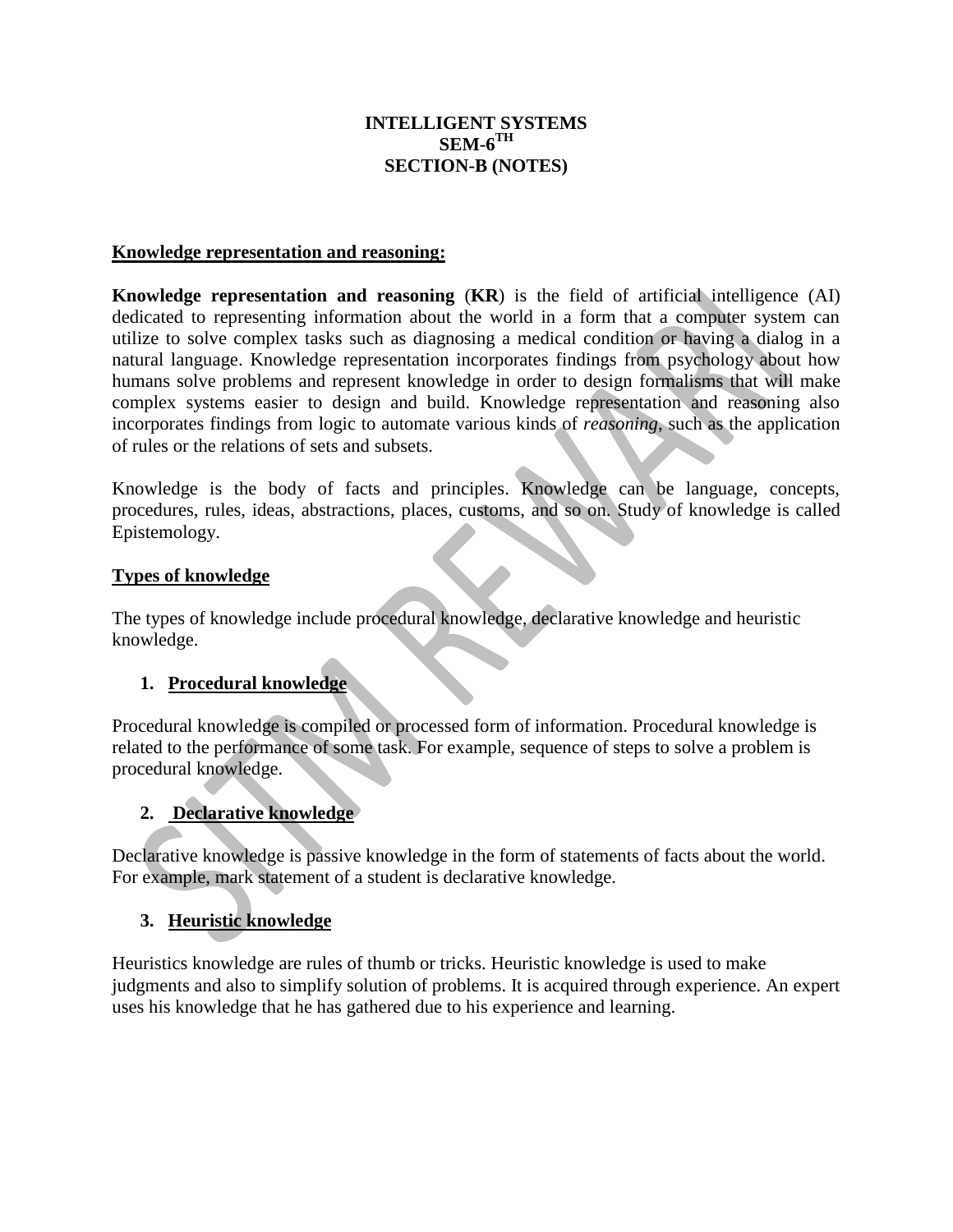**INTELLIGENT SYSTEMS**
**SEM-6TH**
**SECTION-B (NOTES)**

## Knowledge representation and reasoning:

**Knowledge representation and reasoning** (**KR**) is the field of artificial intelligence (AI) dedicated to representing information about the world in a form that a computer system can utilize to solve complex tasks such as diagnosing a medical condition or having a dialog in a natural language. Knowledge representation incorporates findings from psychology about how humans solve problems and represent knowledge in order to design formalisms that will make complex systems easier to design and build. Knowledge representation and reasoning also incorporates findings from logic to automate various kinds of *reasoning*, such as the application of rules or the relations of sets and subsets.

Knowledge is the body of facts and principles. Knowledge can be language, concepts, procedures, rules, ideas, abstractions, places, customs, and so on. Study of knowledge is called Epistemology.

## Types of knowledge

The types of knowledge include procedural knowledge, declarative knowledge and heuristic knowledge.

### 1. Procedural knowledge

Procedural knowledge is compiled or processed form of information. Procedural knowledge is related to the performance of some task. For example, sequence of steps to solve a problem is procedural knowledge.

### 2. Declarative knowledge

Declarative knowledge is passive knowledge in the form of statements of facts about the world. For example, mark statement of a student is declarative knowledge.

### 3. Heuristic knowledge

Heuristics knowledge are rules of thumb or tricks. Heuristic knowledge is used to make judgments and also to simplify solution of problems. It is acquired through experience. An expert uses his knowledge that he has gathered due to his experience and learning.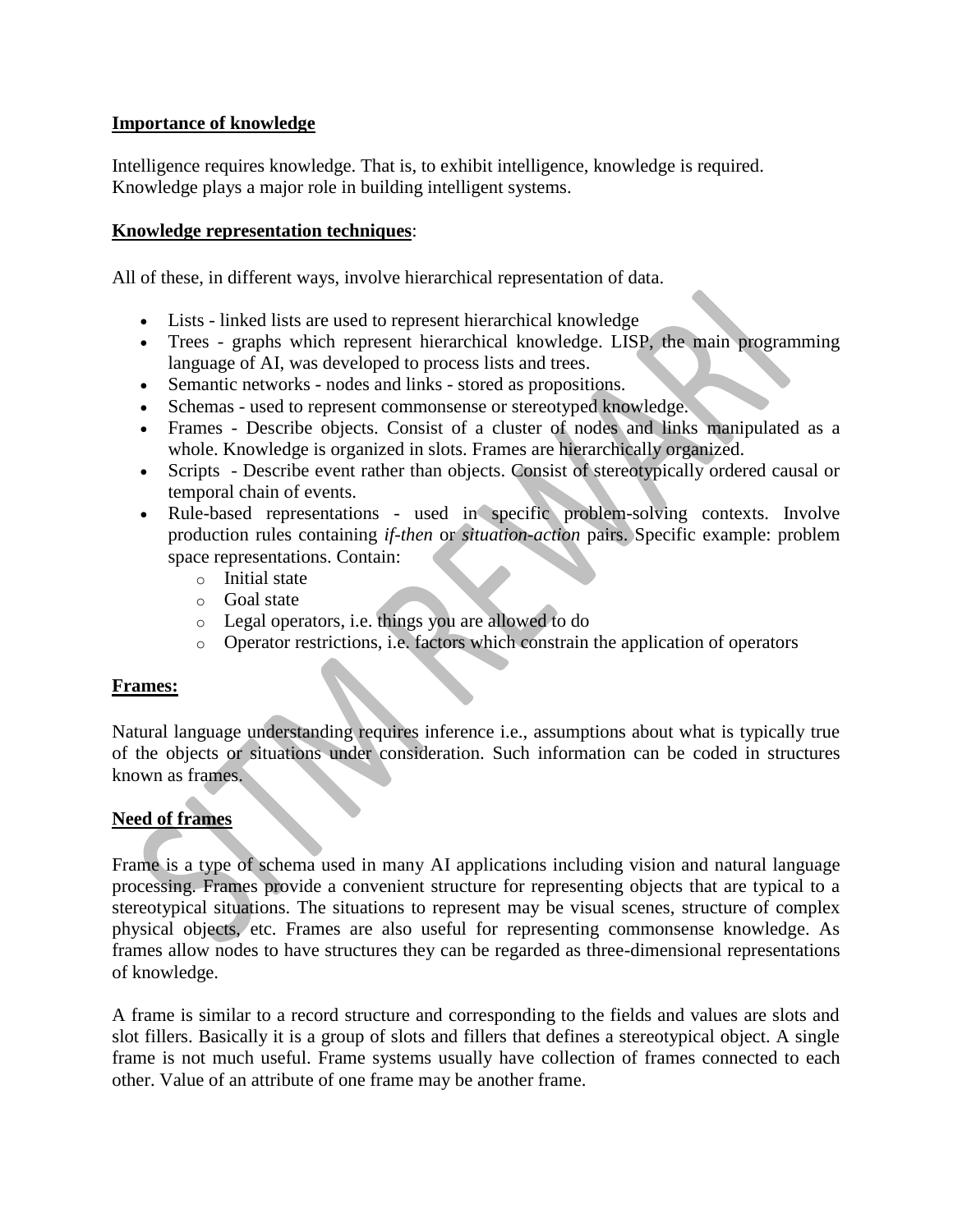**Importance of knowledge**

Intelligence requires knowledge. That is, to exhibit intelligence, knowledge is required. Knowledge plays a major role in building intelligent systems.

**Knowledge representation techniques**:

All of these, in different ways, involve hierarchical representation of data.

- Lists - linked lists are used to represent hierarchical knowledge
- Trees - graphs which represent hierarchical knowledge. LISP, the main programming language of AI, was developed to process lists and trees.
- Semantic networks - nodes and links - stored as propositions.
- Schemas - used to represent commonsense or stereotyped knowledge.
- Frames - Describe objects. Consist of a cluster of nodes and links manipulated as a whole. Knowledge is organized in slots. Frames are hierarchically organized.
- Scripts - Describe event rather than objects. Consist of stereotypically ordered causal or temporal chain of events.
- Rule-based representations - used in specific problem-solving contexts. Involve production rules containing *if-then* or *situation-action* pairs. Specific example: problem space representations. Contain:
    - Initial state
    - Goal state
    - Legal operators, i.e. things you are allowed to do
    - Operator restrictions, i.e. factors which constrain the application of operators

**Frames:**

Natural language understanding requires inference i.e., assumptions about what is typically true of the objects or situations under consideration. Such information can be coded in structures known as frames.

**Need of frames**

Frame is a type of schema used in many AI applications including vision and natural language processing. Frames provide a convenient structure for representing objects that are typical to a stereotypical situations. The situations to represent may be visual scenes, structure of complex physical objects, etc. Frames are also useful for representing commonsense knowledge. As frames allow nodes to have structures they can be regarded as three-dimensional representations of knowledge.

A frame is similar to a record structure and corresponding to the fields and values are slots and slot fillers. Basically it is a group of slots and fillers that defines a stereotypical object. A single frame is not much useful. Frame systems usually have collection of frames connected to each other. Value of an attribute of one frame may be another frame.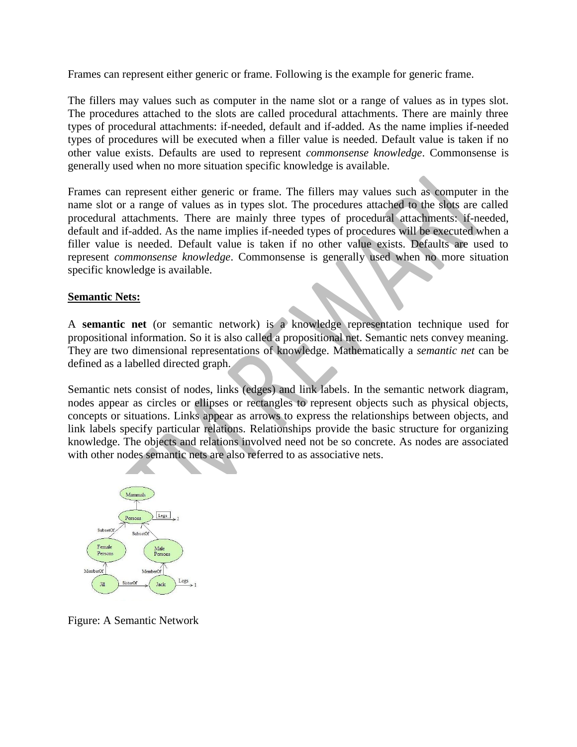Frames can represent either generic or frame. Following is the example for generic frame.

The fillers may values such as computer in the name slot or a range of values as in types slot. The procedures attached to the slots are called procedural attachments. There are mainly three types of procedural attachments: if-needed, default and if-added. As the name implies if-needed types of procedures will be executed when a filler value is needed. Default value is taken if no other value exists. Defaults are used to represent *commonsense knowledge*. Commonsense is generally used when no more situation specific knowledge is available.

Frames can represent either generic or frame. The fillers may values such as computer in the name slot or a range of values as in types slot. The procedures attached to the slots are called procedural attachments. There are mainly three types of procedural attachments: if-needed, default and if-added. As the name implies if-needed types of procedures will be executed when a filler value is needed. Default value is taken if no other value exists. Defaults are used to represent *commonsense knowledge*. Commonsense is generally used when no more situation specific knowledge is available.

## Semantic Nets:

A **semantic net** (or semantic network) is a knowledge representation technique used for propositional information. So it is also called a propositional net. Semantic nets convey meaning. They are two dimensional representations of knowledge. Mathematically a *semantic net* can be defined as a labelled directed graph.

Semantic nets consist of nodes, links (edges) and link labels. In the semantic network diagram, nodes appear as circles or ellipses or rectangles to represent objects such as physical objects, concepts or situations. Links appear as arrows to express the relationships between objects, and link labels specify particular relations. Relationships provide the basic structure for organizing knowledge. The objects and relations involved need not be so concrete. As nodes are associated with other nodes semantic nets are also referred to as associative nets.

Figure: A Semantic Network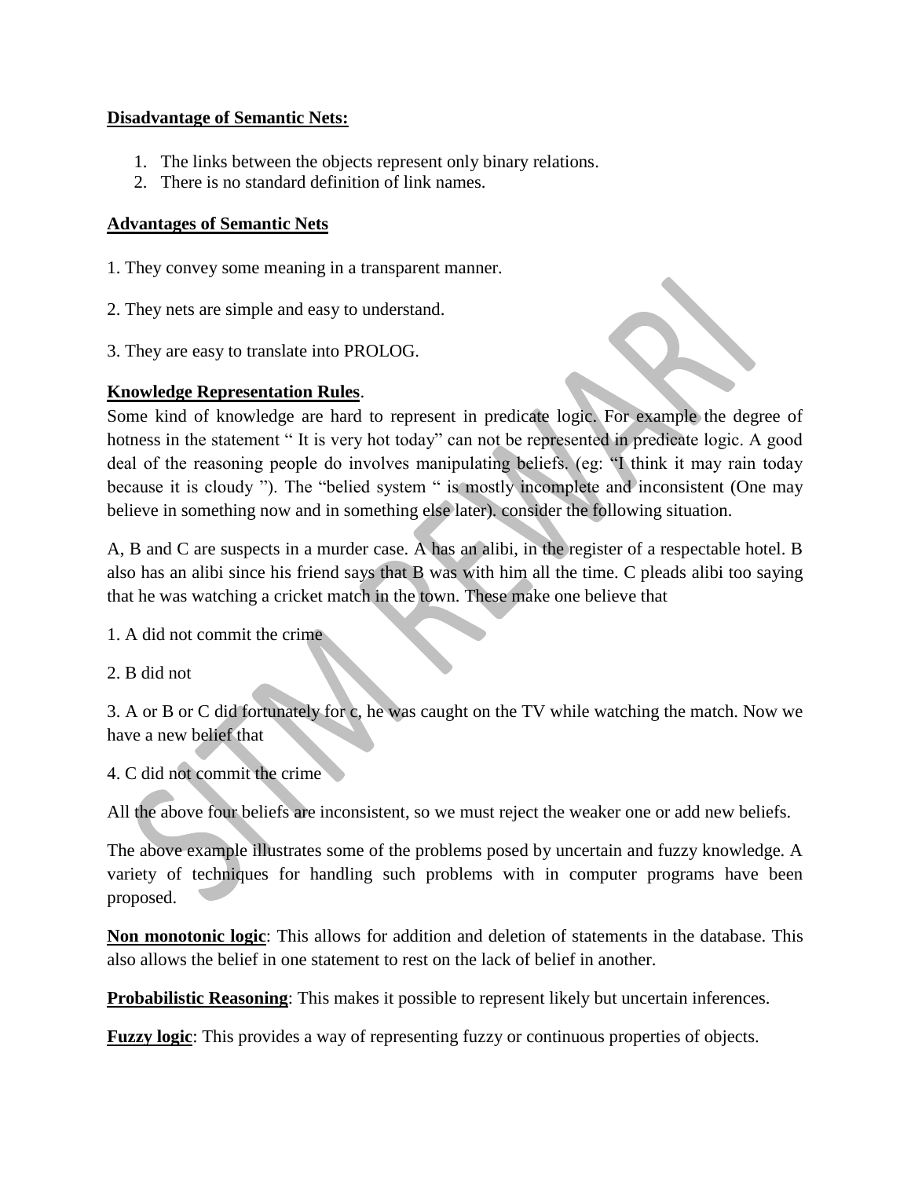**Disadvantage of Semantic Nets:**

1. The links between the objects represent only binary relations.
2. There is no standard definition of link names.

**Advantages of Semantic Nets**

1. They convey some meaning in a transparent manner.

2. They nets are simple and easy to understand.

3. They are easy to translate into PROLOG.

**Knowledge Representation Rules**.

Some kind of knowledge are hard to represent in predicate logic. For example the degree of hotness in the statement " It is very hot today" can not be represented in predicate logic. A good deal of the reasoning people do involves manipulating beliefs. (eg: "I think it may rain today because it is cloudy "). The "belied system " is mostly incomplete and inconsistent (One may believe in something now and in something else later). consider the following situation.

A, B and C are suspects in a murder case. A has an alibi, in the register of a respectable hotel. B also has an alibi since his friend says that B was with him all the time. C pleads alibi too saying that he was watching a cricket match in the town. These make one believe that

1. A did not commit the crime

2. B did not

3. A or B or C did fortunately for c, he was caught on the TV while watching the match. Now we have a new belief that

4. C did not commit the crime

All the above four beliefs are inconsistent, so we must reject the weaker one or add new beliefs.

The above example illustrates some of the problems posed by uncertain and fuzzy knowledge. A variety of techniques for handling such problems with in computer programs have been proposed.

**Non monotonic logic**: This allows for addition and deletion of statements in the database. This also allows the belief in one statement to rest on the lack of belief in another.

**Probabilistic Reasoning**: This makes it possible to represent likely but uncertain inferences.

**Fuzzy logic**: This provides a way of representing fuzzy or continuous properties of objects.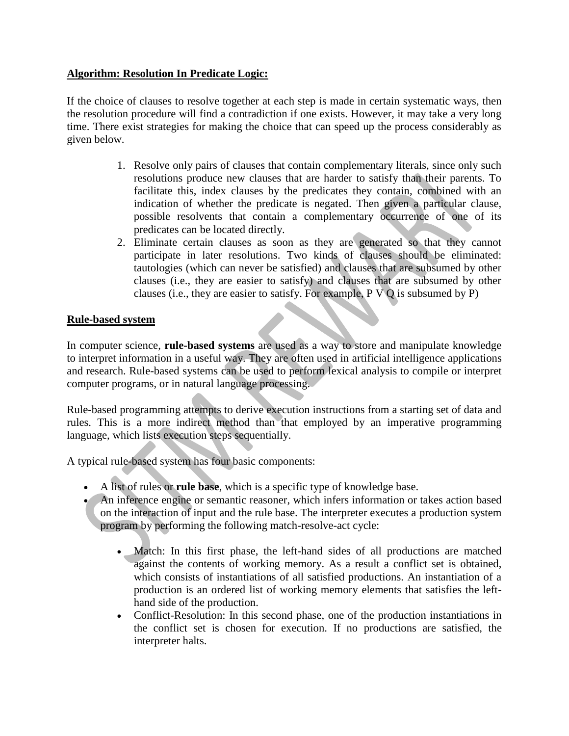**Algorithm: Resolution In Predicate Logic:**

If the choice of clauses to resolve together at each step is made in certain systematic ways, then the resolution procedure will find a contradiction if one exists. However, it may take a very long time. There exist strategies for making the choice that can speed up the process considerably as given below.

1. Resolve only pairs of clauses that contain complementary literals, since only such resolutions produce new clauses that are harder to satisfy than their parents. To facilitate this, index clauses by the predicates they contain, combined with an indication of whether the predicate is negated. Then given a particular clause, possible resolvents that contain a complementary occurrence of one of its predicates can be located directly.
2. Eliminate certain clauses as soon as they are generated so that they cannot participate in later resolutions. Two kinds of clauses should be eliminated: tautologies (which can never be satisfied) and clauses that are subsumed by other clauses (i.e., they are easier to satisfy) and clauses that are subsumed by other clauses (i.e., they are easier to satisfy. For example, P V Q is subsumed by P)

**Rule-based system**

In computer science, **rule-based systems** are used as a way to store and manipulate knowledge to interpret information in a useful way. They are often used in artificial intelligence applications and research. Rule-based systems can be used to perform lexical analysis to compile or interpret computer programs, or in natural language processing.

Rule-based programming attempts to derive execution instructions from a starting set of data and rules. This is a more indirect method than that employed by an imperative programming language, which lists execution steps sequentially.

A typical rule-based system has four basic components:

- A list of rules or **rule base**, which is a specific type of knowledge base.
- An inference engine or semantic reasoner, which infers information or takes action based on the interaction of input and the rule base. The interpreter executes a production system program by performing the following match-resolve-act cycle:
  - Match: In this first phase, the left-hand sides of all productions are matched against the contents of working memory. As a result a conflict set is obtained, which consists of instantiations of all satisfied productions. An instantiation of a production is an ordered list of working memory elements that satisfies the left-hand side of the production.
  - Conflict-Resolution: In this second phase, one of the production instantiations in the conflict set is chosen for execution. If no productions are satisfied, the interpreter halts.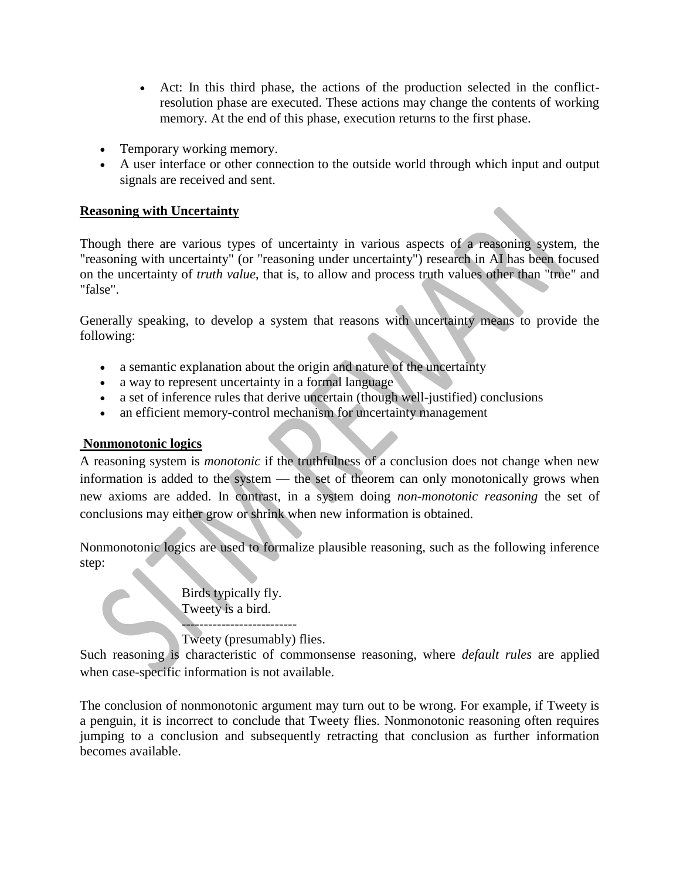- Act: In this third phase, the actions of the production selected in the conflict-resolution phase are executed. These actions may change the contents of working memory. At the end of this phase, execution returns to the first phase.

- Temporary working memory.
- A user interface or other connection to the outside world through which input and output signals are received and sent.

**Reasoning with Uncertainty**

Though there are various types of uncertainty in various aspects of a reasoning system, the "reasoning with uncertainty" (or "reasoning under uncertainty") research in AI has been focused on the uncertainty of *truth value*, that is, to allow and process truth values other than "true" and "false".

Generally speaking, to develop a system that reasons with uncertainty means to provide the following:

- a semantic explanation about the origin and nature of the uncertainty
- a way to represent uncertainty in a formal language
- a set of inference rules that derive uncertain (though well-justified) conclusions
- an efficient memory-control mechanism for uncertainty management

**Nonmonotonic logics**

A reasoning system is *monotonic* if the truthfulness of a conclusion does not change when new information is added to the system — the set of theorem can only monotonically grows when new axioms are added. In contrast, in a system doing *non-monotonic reasoning* the set of conclusions may either grow or shrink when new information is obtained.

Nonmonotonic logics are used to formalize plausible reasoning, such as the following inference step:

Birds typically fly.
Tweety is a bird.
--------------------------
Tweety (presumably) flies.

Such reasoning is characteristic of commonsense reasoning, where *default rules* are applied when case-specific information is not available.

The conclusion of nonmonotonic argument may turn out to be wrong. For example, if Tweety is a penguin, it is incorrect to conclude that Tweety flies. Nonmonotonic reasoning often requires jumping to a conclusion and subsequently retracting that conclusion as further information becomes available.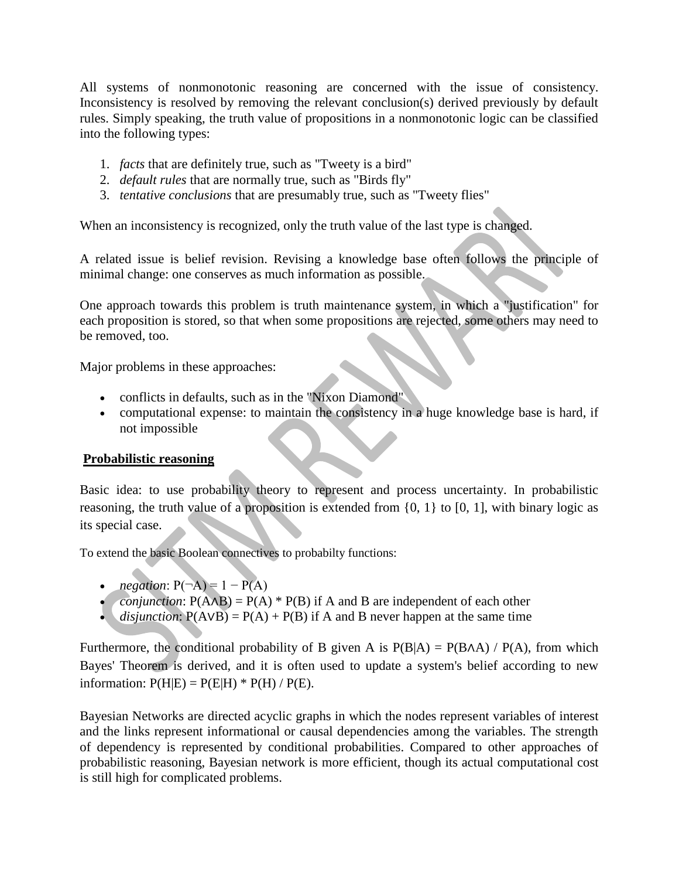All systems of nonmonotonic reasoning are concerned with the issue of consistency. Inconsistency is resolved by removing the relevant conclusion(s) derived previously by default rules. Simply speaking, the truth value of propositions in a nonmonotonic logic can be classified into the following types:

1. *facts* that are definitely true, such as "Tweety is a bird"
2. *default rules* that are normally true, such as "Birds fly"
3. *tentative conclusions* that are presumably true, such as "Tweety flies"

When an inconsistency is recognized, only the truth value of the last type is changed.

A related issue is belief revision. Revising a knowledge base often follows the principle of minimal change: one conserves as much information as possible.

One approach towards this problem is truth maintenance system, in which a "justification" for each proposition is stored, so that when some propositions are rejected, some others may need to be removed, too.

Major problems in these approaches:

- conflicts in defaults, such as in the "Nixon Diamond"
- computational expense: to maintain the consistency in a huge knowledge base is hard, if not impossible

**Probabilistic reasoning**

Basic idea: to use probability theory to represent and process uncertainty. In probabilistic reasoning, the truth value of a proposition is extended from $\{0, 1\}$ to $[0, 1]$, with binary logic as its special case.

To extend the basic Boolean connectives to probabilty functions:

- *negation*: $P(\neg A) = 1 - P(A)$
- *conjunction*: $P(A \wedge B) = P(A) * P(B)$ if A and B are independent of each other
- *disjunction*: $P(A \vee B) = P(A) + P(B)$ if A and B never happen at the same time

Furthermore, the conditional probability of B given A is $P(B|A) = P(B \wedge A) / P(A)$, from which Bayes' Theorem is derived, and it is often used to update a system's belief according to new information: $P(H|E) = P(E|H) * P(H) / P(E)$.

Bayesian Networks are directed acyclic graphs in which the nodes represent variables of interest and the links represent informational or causal dependencies among the variables. The strength of dependency is represented by conditional probabilities. Compared to other approaches of probabilistic reasoning, Bayesian network is more efficient, though its actual computational cost is still high for complicated problems.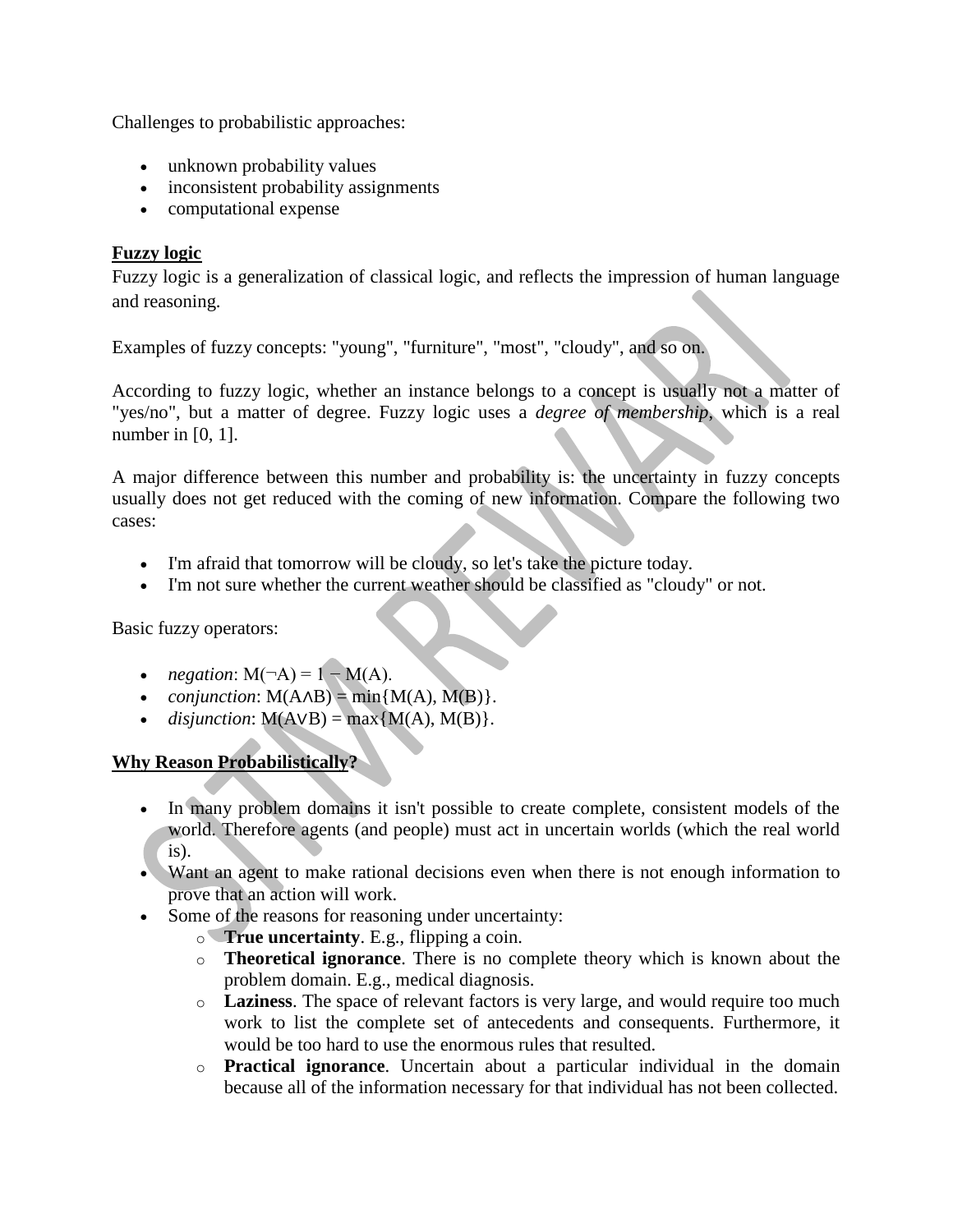Challenges to probabilistic approaches:

- unknown probability values
- inconsistent probability assignments
- computational expense

**Fuzzy logic**

Fuzzy logic is a generalization of classical logic, and reflects the impression of human language and reasoning.

Examples of fuzzy concepts: "young", "furniture", "most", "cloudy", and so on.

According to fuzzy logic, whether an instance belongs to a concept is usually not a matter of "yes/no", but a matter of degree. Fuzzy logic uses a *degree of membership*, which is a real number in [0, 1].

A major difference between this number and probability is: the uncertainty in fuzzy concepts usually does not get reduced with the coming of new information. Compare the following two cases:

- I'm afraid that tomorrow will be cloudy, so let's take the picture today.
- I'm not sure whether the current weather should be classified as "cloudy" or not.

Basic fuzzy operators:

- *negation*: $M(\neg A) = 1 - M(A)$.
- *conjunction*: $M(A \land B) = \min\{M(A), M(B)\}$.
- *disjunction*: $M(A \lor B) = \max\{M(A), M(B)\}$.

**Why Reason Probabilistically?**

- In many problem domains it isn't possible to create complete, consistent models of the world. Therefore agents (and people) must act in uncertain worlds (which the real world is).
- Want an agent to make rational decisions even when there is not enough information to prove that an action will work.
- Some of the reasons for reasoning under uncertainty:
  - **True uncertainty**. E.g., flipping a coin.
  - **Theoretical ignorance**. There is no complete theory which is known about the problem domain. E.g., medical diagnosis.
  - **Laziness**. The space of relevant factors is very large, and would require too much work to list the complete set of antecedents and consequents. Furthermore, it would be too hard to use the enormous rules that resulted.
  - **Practical ignorance**. Uncertain about a particular individual in the domain because all of the information necessary for that individual has not been collected.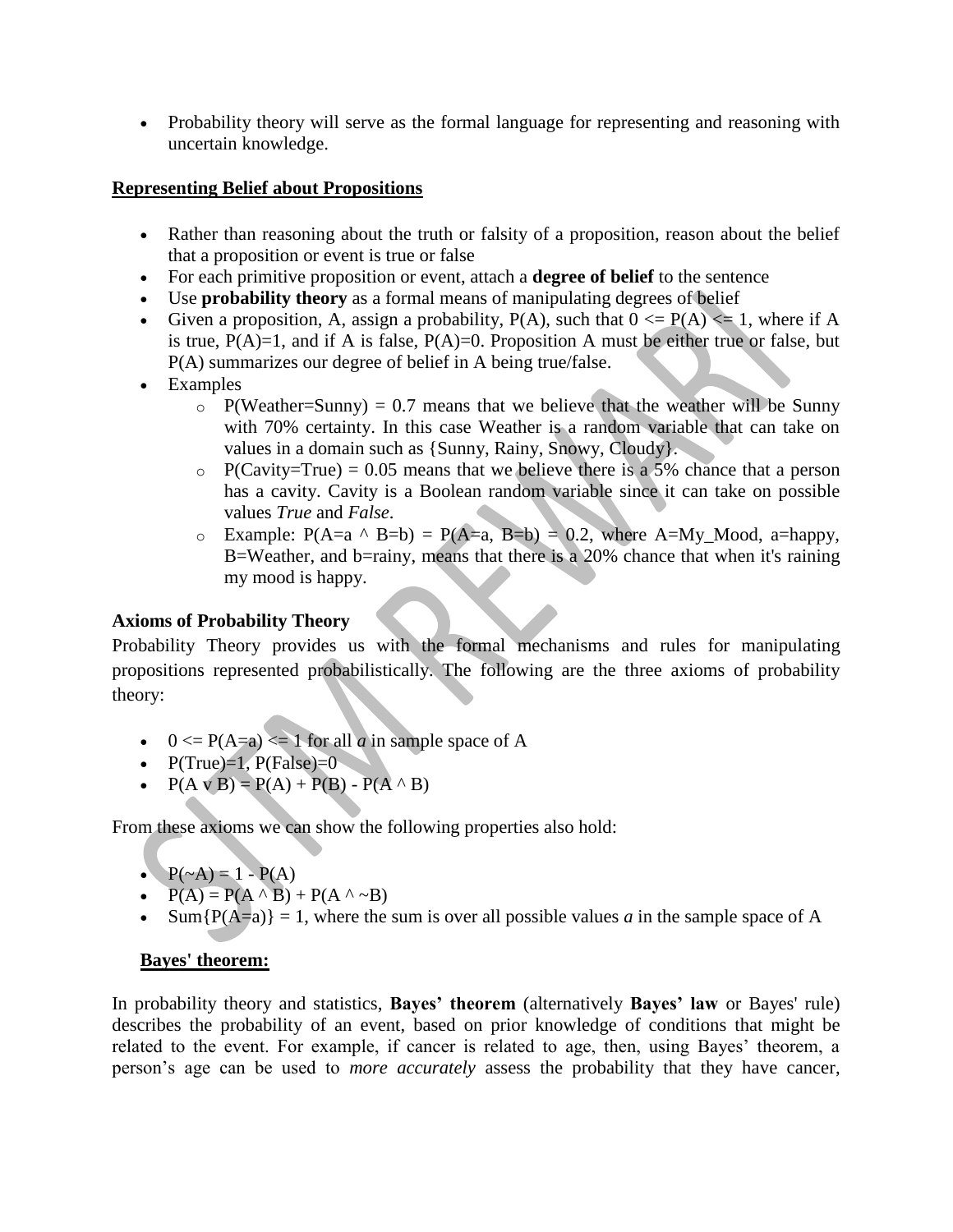- Probability theory will serve as the formal language for representing and reasoning with uncertain knowledge.

## Representing Belief about Propositions

- Rather than reasoning about the truth or falsity of a proposition, reason about the belief that a proposition or event is true or false
- For each primitive proposition or event, attach a **degree of belief** to the sentence
- Use **probability theory** as a formal means of manipulating degrees of belief
- Given a proposition, A, assign a probability, $P(A)$, such that $0 <= P(A) <= 1$, where if A is true, $P(A)=1$, and if A is false, $P(A)=0$. Proposition A must be either true or false, but $P(A)$ summarizes our degree of belief in A being true/false.
- Examples
  - P(Weather=Sunny) = 0.7 means that we believe that the weather will be Sunny with 70% certainty. In this case Weather is a random variable that can take on values in a domain such as {Sunny, Rainy, Snowy, Cloudy}.
  - P(Cavity=True) = 0.05 means that we believe there is a 5% chance that a person has a cavity. Cavity is a Boolean random variable since it can take on possible values *True* and *False*.
  - Example: $P(A=a \wedge B=b) = P(A=a, B=b) = 0.2$, where A=My_Mood, a=happy, B=Weather, and b=rainy, means that there is a 20% chance that when it's raining my mood is happy.

### Axioms of Probability Theory

Probability Theory provides us with the formal mechanisms and rules for manipulating propositions represented probabilistically. The following are the three axioms of probability theory:

- $0 <= P(A=a) <= 1$ for all *a* in sample space of A
- $P(True)=1$, $P(False)=0$
- $P(A \vee B) = P(A) + P(B) - P(A \wedge B)$

From these axioms we can show the following properties also hold:

- $P(\sim A) = 1 - P(A)$
- $P(A) = P(A \wedge B) + P(A \wedge \sim B)$
- $Sum\{P(A=a)\} = 1$, where the sum is over all possible values *a* in the sample space of A

## Bayes' theorem:

In probability theory and statistics, **Bayes' theorem** (alternatively **Bayes' law** or Bayes' rule) describes the probability of an event, based on prior knowledge of conditions that might be related to the event. For example, if cancer is related to age, then, using Bayes' theorem, a person's age can be used to *more accurately* assess the probability that they have cancer,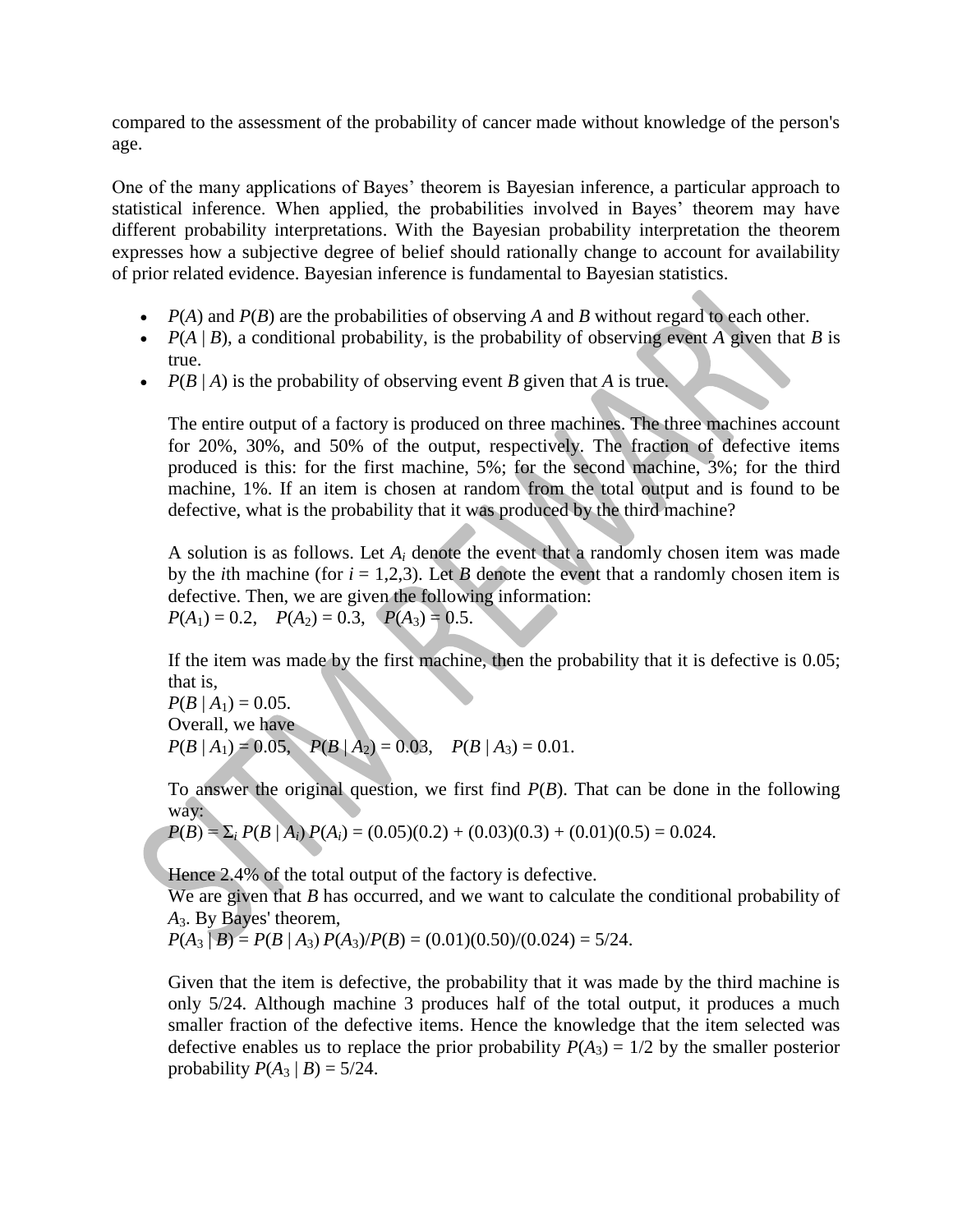compared to the assessment of the probability of cancer made without knowledge of the person's age.

One of the many applications of Bayes' theorem is Bayesian inference, a particular approach to statistical inference. When applied, the probabilities involved in Bayes' theorem may have different probability interpretations. With the Bayesian probability interpretation the theorem expresses how a subjective degree of belief should rationally change to account for availability of prior related evidence. Bayesian inference is fundamental to Bayesian statistics.

- $P(A)$ and $P(B)$ are the probabilities of observing $A$ and $B$ without regard to each other.
- $P(A \mid B)$, a conditional probability, is the probability of observing event $A$ given that $B$ is true.
- $P(B \mid A)$ is the probability of observing event $B$ given that $A$ is true.

  The entire output of a factory is produced on three machines. The three machines account for 20%, 30%, and 50% of the output, respectively. The fraction of defective items produced is this: for the first machine, 5%; for the second machine, 3%; for the third machine, 1%. If an item is chosen at random from the total output and is found to be defective, what is the probability that it was produced by the third machine?

  A solution is as follows. Let $A_i$ denote the event that a randomly chosen item was made by the $i$th machine (for $i = 1,2,3$). Let $B$ denote the event that a randomly chosen item is defective. Then, we are given the following information:
  $P(A_1) = 0.2, \quad P(A_2) = 0.3, \quad P(A_3) = 0.5.$

  If the item was made by the first machine, then the probability that it is defective is 0.05; that is,
  $P(B \mid A_1) = 0.05.$
  Overall, we have
  $P(B \mid A_1) = 0.05, \quad P(B \mid A_2) = 0.03, \quad P(B \mid A_3) = 0.01.$

  To answer the original question, we first find $P(B)$. That can be done in the following way:
  $P(B) = \Sigma_i P(B \mid A_i) P(A_i) = (0.05)(0.2) + (0.03)(0.3) + (0.01)(0.5) = 0.024.$

  Hence 2.4% of the total output of the factory is defective.
  We are given that $B$ has occurred, and we want to calculate the conditional probability of $A_3$. By Bayes' theorem,
  $P(A_3 \mid B) = P(B \mid A_3) P(A_3)/P(B) = (0.01)(0.50)/(0.024) = 5/24.$

  Given that the item is defective, the probability that it was made by the third machine is only 5/24. Although machine 3 produces half of the total output, it produces a much smaller fraction of the defective items. Hence the knowledge that the item selected was defective enables us to replace the prior probability $P(A_3) = 1/2$ by the smaller posterior probability $P(A_3 \mid B) = 5/24$.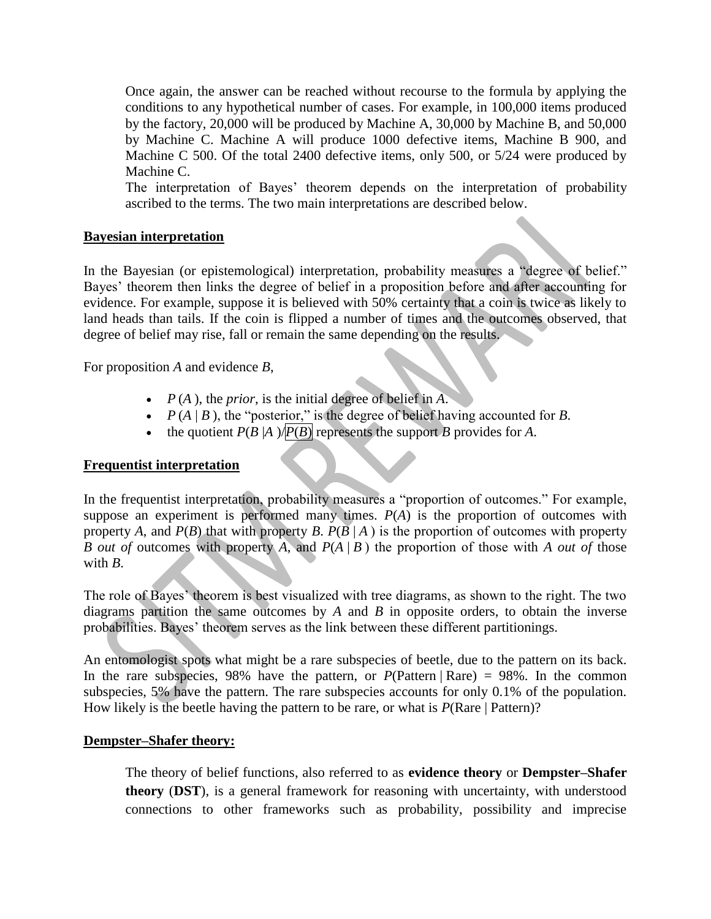Once again, the answer can be reached without recourse to the formula by applying the conditions to any hypothetical number of cases. For example, in 100,000 items produced by the factory, 20,000 will be produced by Machine A, 30,000 by Machine B, and 50,000 by Machine C. Machine A will produce 1000 defective items, Machine B 900, and Machine C 500. Of the total 2400 defective items, only 500, or 5/24 were produced by Machine C.

The interpretation of Bayes' theorem depends on the interpretation of probability ascribed to the terms. The two main interpretations are described below.

## Bayesian interpretation

In the Bayesian (or epistemological) interpretation, probability measures a "degree of belief." Bayes' theorem then links the degree of belief in a proposition before and after accounting for evidence. For example, suppose it is believed with 50% certainty that a coin is twice as likely to land heads than tails. If the coin is flipped a number of times and the outcomes observed, that degree of belief may rise, fall or remain the same depending on the results.

For proposition $A$ and evidence $B$,

- $P(A)$, the *prior*, is the initial degree of belief in $A$.
- $P(A \mid B)$, the "posterior," is the degree of belief having accounted for $B$.
- the quotient $P(B \mid A)/P(B)$ represents the support $B$ provides for $A$.

## Frequentist interpretation

In the frequentist interpretation, probability measures a "proportion of outcomes." For example, suppose an experiment is performed many times. $P(A)$ is the proportion of outcomes with property $A$, and $P(B)$ that with property $B$. $P(B \mid A)$ is the proportion of outcomes with property $B$ *out of* outcomes with property $A$, and $P(A \mid B)$ the proportion of those with $A$ *out of* those with $B$.

The role of Bayes' theorem is best visualized with tree diagrams, as shown to the right. The two diagrams partition the same outcomes by $A$ and $B$ in opposite orders, to obtain the inverse probabilities. Bayes' theorem serves as the link between these different partitionings.

An entomologist spots what might be a rare subspecies of beetle, due to the pattern on its back. In the rare subspecies, 98% have the pattern, or $P(\text{Pattern} \mid \text{Rare}) = 98\%$. In the common subspecies, 5% have the pattern. The rare subspecies accounts for only 0.1% of the population. How likely is the beetle having the pattern to be rare, or what is $P(\text{Rare} \mid \text{Pattern})$?

## Dempster–Shafer theory:

The theory of belief functions, also referred to as **evidence theory** or **Dempster–Shafer theory** (**DST**), is a general framework for reasoning with uncertainty, with understood connections to other frameworks such as probability, possibility and imprecise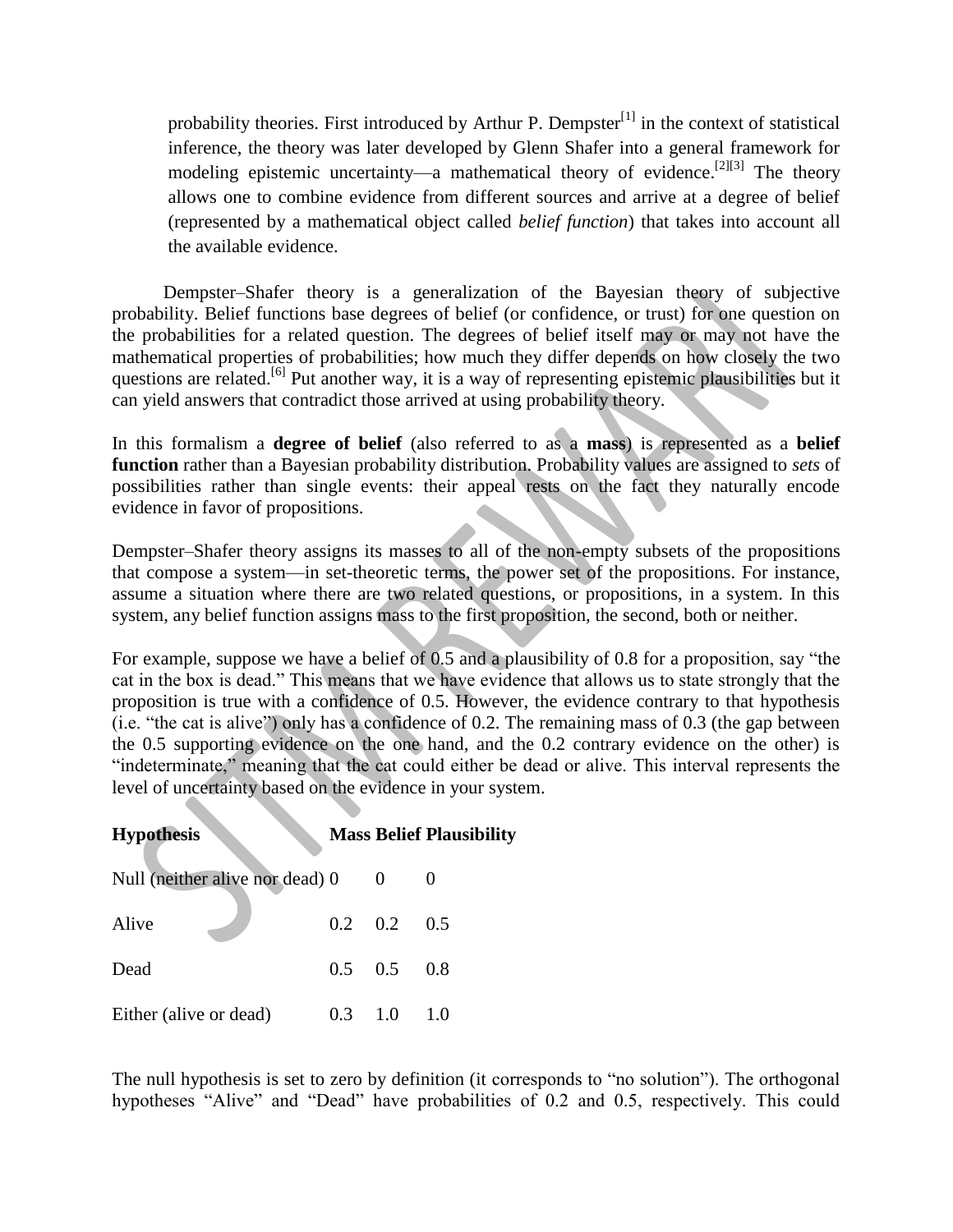probability theories. First introduced by Arthur P. Dempster[1] in the context of statistical inference, the theory was later developed by Glenn Shafer into a general framework for modeling epistemic uncertainty—a mathematical theory of evidence.[2][3] The theory allows one to combine evidence from different sources and arrive at a degree of belief (represented by a mathematical object called *belief function*) that takes into account all the available evidence.

Dempster–Shafer theory is a generalization of the Bayesian theory of subjective probability. Belief functions base degrees of belief (or confidence, or trust) for one question on the probabilities for a related question. The degrees of belief itself may or may not have the mathematical properties of probabilities; how much they differ depends on how closely the two questions are related.[6] Put another way, it is a way of representing epistemic plausibilities but it can yield answers that contradict those arrived at using probability theory.

In this formalism a **degree of belief** (also referred to as a **mass**) is represented as a **belief function** rather than a Bayesian probability distribution. Probability values are assigned to *sets* of possibilities rather than single events: their appeal rests on the fact they naturally encode evidence in favor of propositions.

Dempster–Shafer theory assigns its masses to all of the non-empty subsets of the propositions that compose a system—in set-theoretic terms, the power set of the propositions. For instance, assume a situation where there are two related questions, or propositions, in a system. In this system, any belief function assigns mass to the first proposition, the second, both or neither.

For example, suppose we have a belief of 0.5 and a plausibility of 0.8 for a proposition, say "the cat in the box is dead." This means that we have evidence that allows us to state strongly that the proposition is true with a confidence of 0.5. However, the evidence contrary to that hypothesis (i.e. "the cat is alive") only has a confidence of 0.2. The remaining mass of 0.3 (the gap between the 0.5 supporting evidence on the one hand, and the 0.2 contrary evidence on the other) is "indeterminate," meaning that the cat could either be dead or alive. This interval represents the level of uncertainty based on the evidence in your system.

| **Hypothesis** | **Mass** | **Belief** | **Plausibility** |
|---|---|---|---|
| Null (neither alive nor dead) | 0 | 0 | 0 |
| Alive | 0.2 | 0.2 | 0.5 |
| Dead | 0.5 | 0.5 | 0.8 |
| Either (alive or dead) | 0.3 | 1.0 | 1.0 |

The null hypothesis is set to zero by definition (it corresponds to "no solution"). The orthogonal hypotheses "Alive" and "Dead" have probabilities of 0.2 and 0.5, respectively. This could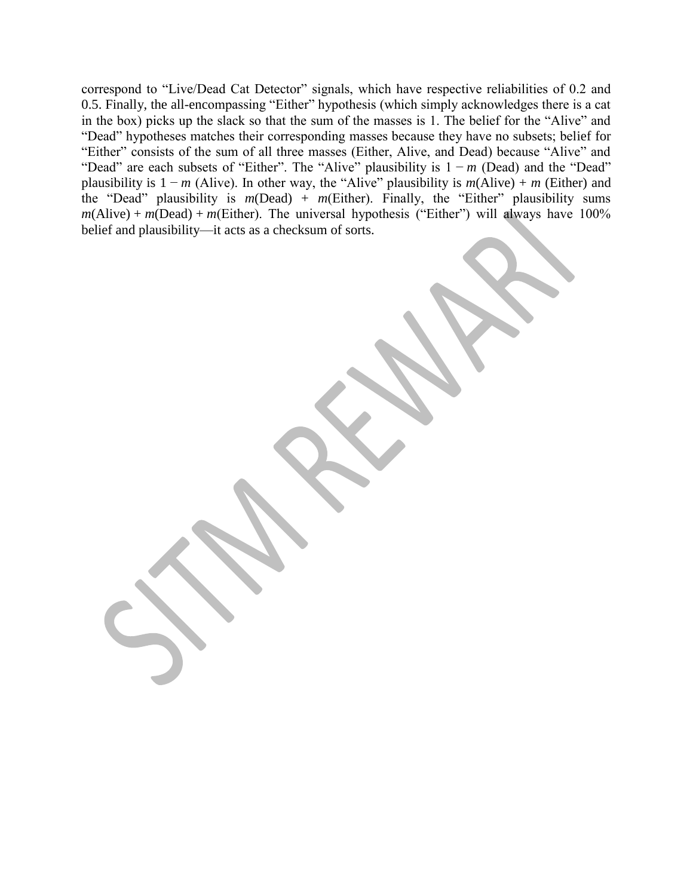correspond to "Live/Dead Cat Detector" signals, which have respective reliabilities of 0.2 and 0.5. Finally, the all-encompassing "Either" hypothesis (which simply acknowledges there is a cat in the box) picks up the slack so that the sum of the masses is 1. The belief for the "Alive" and "Dead" hypotheses matches their corresponding masses because they have no subsets; belief for "Either" consists of the sum of all three masses (Either, Alive, and Dead) because "Alive" and "Dead" are each subsets of "Either". The "Alive" plausibility is $1 - m$ (Dead) and the "Dead" plausibility is $1 - m$ (Alive). In other way, the "Alive" plausibility is $m$(Alive) + $m$ (Either) and the "Dead" plausibility is $m$(Dead) + $m$(Either). Finally, the "Either" plausibility sums $m$(Alive) + $m$(Dead) + $m$(Either). The universal hypothesis ("Either") will always have 100% belief and plausibility—it acts as a checksum of sorts.